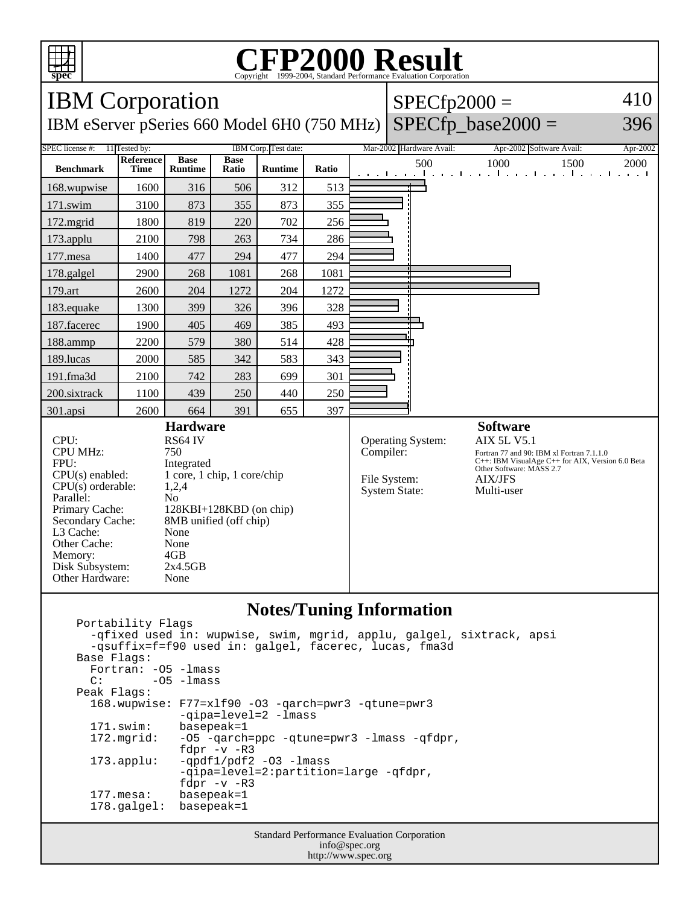# CFP2000 Result

Copyright 1999-2004, Standard Performance Evaluation Corporation

## IBM Corporation

IBM eServer pSeries 660 Model 6H0 (750 MHz)

SPECfp2000 = 410

SPECfp_base2000 = 396

SPEC license #: 11 | Tested by: IBM Corp. | Test date: Mar-2002 | Hardware Avail: Apr-2002 | Software Avail: Apr-2002

| Benchmark | Reference Time | Base Runtime | Base Ratio | Runtime | Ratio |
|---|---|---|---|---|---|
| 168.wupwise | 1600 | 316 | 506 | 312 | 513 |
| 171.swim | 3100 | 873 | 355 | 873 | 355 |
| 172.mgrid | 1800 | 819 | 220 | 702 | 256 |
| 173.applu | 2100 | 798 | 263 | 734 | 286 |
| 177.mesa | 1400 | 477 | 294 | 477 | 294 |
| 178.galgel | 2900 | 268 | 1081 | 268 | 1081 |
| 179.art | 2600 | 204 | 1272 | 204 | 1272 |
| 183.equake | 1300 | 399 | 326 | 396 | 328 |
| 187.facerec | 1900 | 405 | 469 | 385 | 493 |
| 188.ammp | 2200 | 579 | 380 | 514 | 428 |
| 189.lucas | 2000 | 585 | 342 | 583 | 343 |
| 191.fma3d | 2100 | 742 | 283 | 699 | 301 |
| 200.sixtrack | 1100 | 439 | 250 | 440 | 250 |
| 301.apsi | 2600 | 664 | 391 | 655 | 397 |

500 1000 1500 2000

### Hardware

| | |
|---|---|
| CPU: | RS64 IV |
| CPU MHz: | 750 |
| FPU: | Integrated |
| CPU(s) enabled: | 1 core, 1 chip, 1 core/chip |
| CPU(s) orderable: | 1,2,4 |
| Parallel: | No |
| Primary Cache: | 128KBI+128KBD (on chip) |
| Secondary Cache: | 8MB unified (off chip) |
| L3 Cache: | None |
| Other Cache: | None |
| Memory: | 4GB |
| Disk Subsystem: | 2x4.5GB |
| Other Hardware: | None |

### Software

| | |
|---|---|
| Operating System: | AIX 5L V5.1 |
| Compiler: | Fortran 77 and 90: IBM xl Fortran 7.1.1.0<br>C++: IBM VisualAge C++ for AIX, Version 6.0 Beta<br>Other Software: MASS 2.7 |
| File System: | AIX/JFS |
| System State: | Multi-user |

## Notes/Tuning Information

```
Portability Flags
  -qfixed used in: wupwise, swim, mgrid, applu, galgel, sixtrack, apsi
  -qsuffix=f=f90 used in: galgel, facerec, lucas, fma3d
Base Flags:
  Fortran: -O5 -lmass
  C:       -O5 -lmass
Peak Flags:
  168.wupwise: F77=xlf90 -O3 -qarch=pwr3 -qtune=pwr3
               -qipa=level=2 -lmass
  171.swim:    basepeak=1
  172.mgrid:   -O5 -qarch=ppc -qtune=pwr3 -lmass -qfdpr,
               fdpr -v -R3
  173.applu:   -qpdf1/pdf2 -O3 -lmass
               -qipa=level=2:partition=large -qfdpr,
               fdpr -v -R3
  177.mesa:    basepeak=1
  178.galgel:  basepeak=1
```

Standard Performance Evaluation Corporation
info@spec.org
http://www.spec.org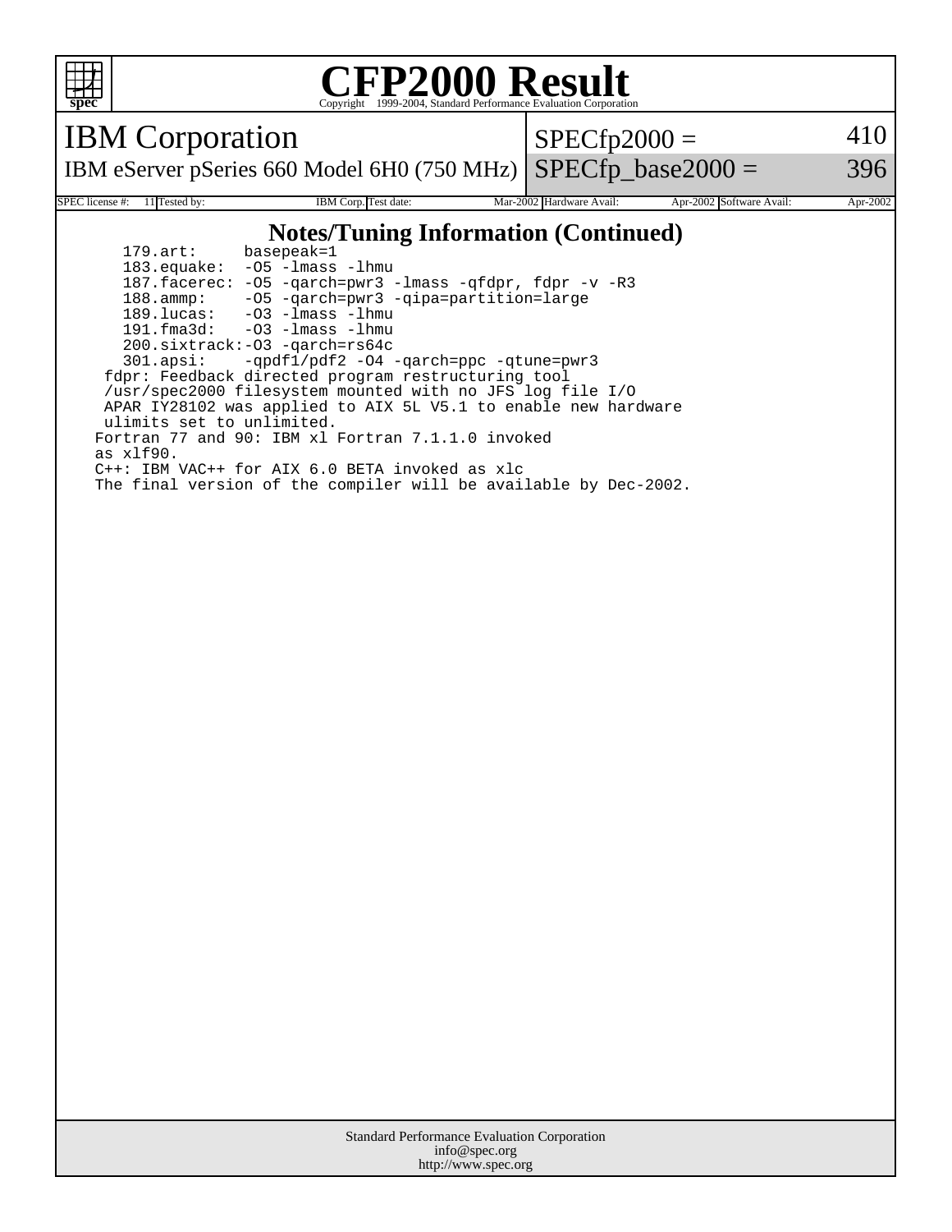# CFP2000 Result

Copyright 1999-2004, Standard Performance Evaluation Corporation

## IBM Corporation

IBM eServer pSeries 660 Model 6H0 (750 MHz)

SPECfp2000 = 410

SPECfp_base2000 = 396

| SPEC license #: | 11 | Tested by: | IBM Corp. | Test date: | Mar-2002 | Hardware Avail: | Apr-2002 | Software Avail: | Apr-2002 |
|---|---|---|---|---|---|---|---|---|---|

### Notes/Tuning Information (Continued)

```
      179.art:     basepeak=1
      183.equake:  -O5 -lmass -lhmu
      187.facerec: -O5 -qarch=pwr3 -lmass -qfdpr, fdpr -v -R3
      188.ammp:    -O5 -qarch=pwr3 -qipa=partition=large
      189.lucas:   -O3 -lmass -lhmu
      191.fma3d:   -O3 -lmass -lhmu
      200.sixtrack:-O3 -qarch=rs64c
      301.apsi:    -qpdf1/pdf2 -O4 -qarch=ppc -qtune=pwr3
    fdpr: Feedback directed program restructuring tool
    /usr/spec2000 filesystem mounted with no JFS log file I/O
    APAR IY28102 was applied to AIX 5L V5.1 to enable new hardware
    ulimits set to unlimited.
  Fortran 77 and 90: IBM xl Fortran 7.1.1.0 invoked
  as xlf90.
  C++: IBM VAC++ for AIX 6.0 BETA invoked as xlc
  The final version of the compiler will be available by Dec-2002.
```

Standard Performance Evaluation Corporation
info@spec.org
http://www.spec.org